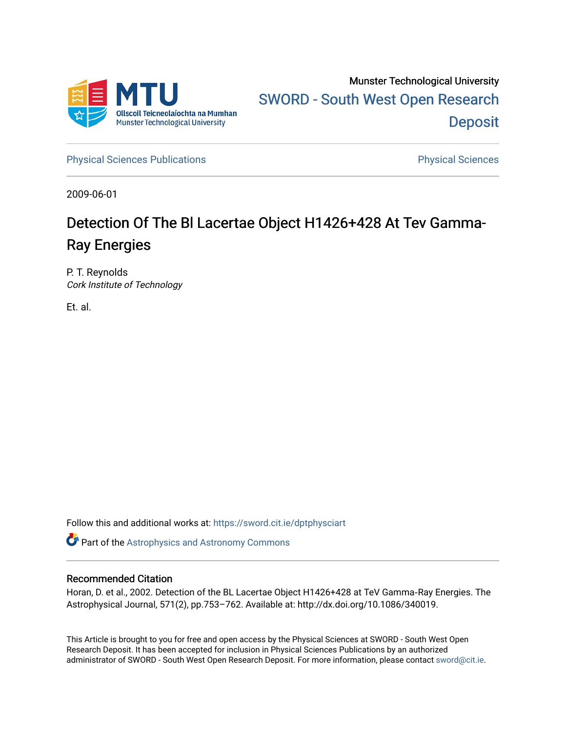Munster Technological University

SWORD - South West Open Research Deposit

Physical Sciences Publications

Physical Sciences

2009-06-01

# Detection Of The Bl Lacertae Object H1426+428 At Tev Gamma-Ray Energies

P. T. Reynolds
*Cork Institute of Technology*

Et. al.

Follow this and additional works at: https://sword.cit.ie/dptphysciart

Part of the Astrophysics and Astronomy Commons

## Recommended Citation

Horan, D. et al., 2002. Detection of the BL Lacertae Object H1426+428 at TeV Gamma-Ray Energies. The Astrophysical Journal, 571(2), pp.753–762. Available at: http://dx.doi.org/10.1086/340019.

This Article is brought to you for free and open access by the Physical Sciences at SWORD - South West Open Research Deposit. It has been accepted for inclusion in Physical Sciences Publications by an authorized administrator of SWORD - South West Open Research Deposit. For more information, please contact sword@cit.ie.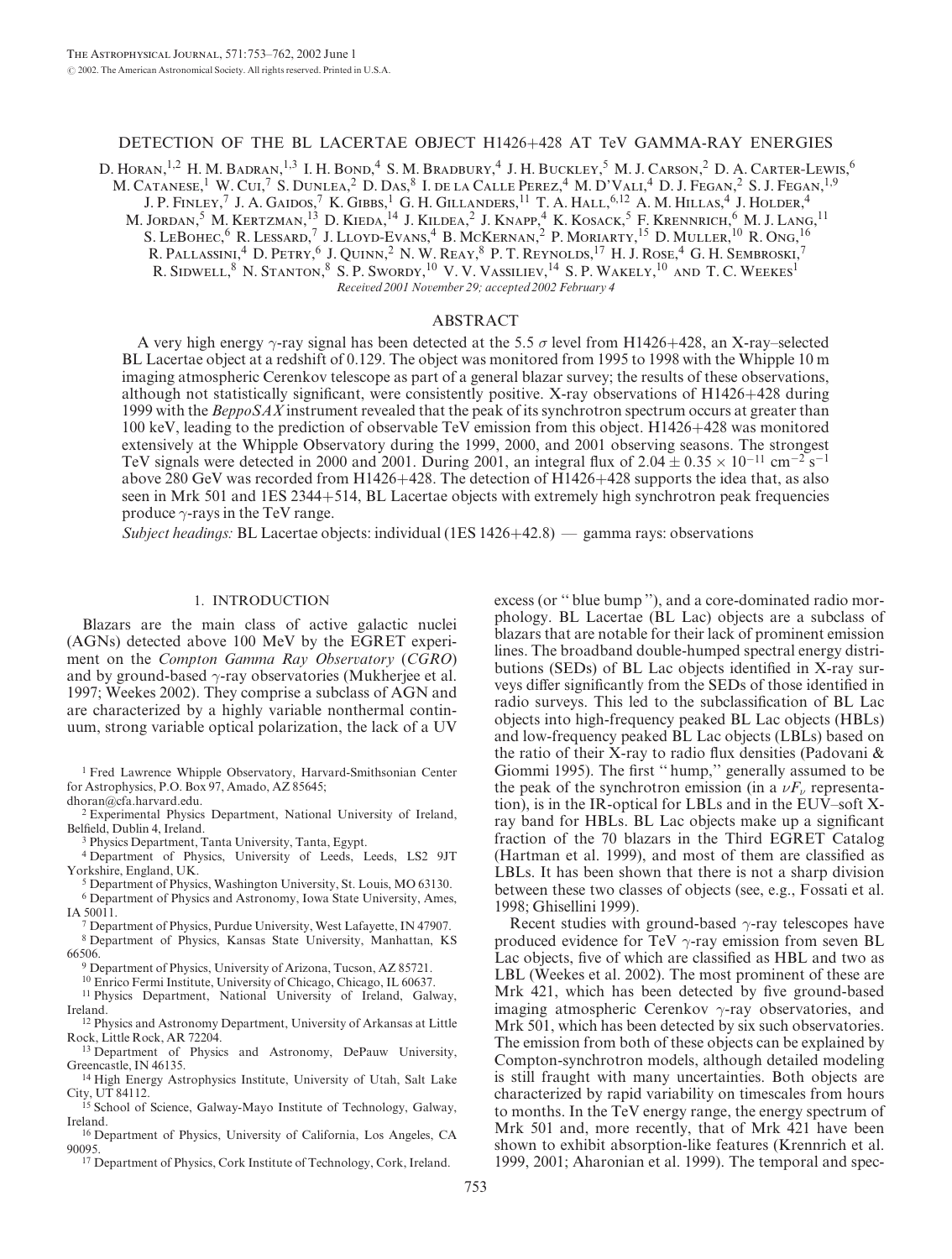# DETECTION OF THE BL LACERTAE OBJECT H1426+428 AT TeV GAMMA-RAY ENERGIES

D. Horan,[1,2] H. M. Badran,[1,3] I. H. Bond,[4] S. M. Bradbury,[4] J. H. Buckley,[5] M. J. Carson,[2] D. A. Carter-Lewis,[6] M. Catanese,[1] W. Cui,[7] S. Dunlea,[2] D. Das,[8] I. de la Calle Perez,[4] M. D'Vali,[4] D. J. Fegan,[2] S. J. Fegan,[1,9] J. P. Finley,[7] J. A. Gaidos,[7] K. Gibbs,[1] G. H. Gillanders,[11] T. A. Hall,[6,12] A. M. Hillas,[4] J. Holder,[4] M. Jordan,[5] M. Kertzman,[13] D. Kieda,[14] J. Kildea,[2] J. Knapp,[4] K. Kosack,[5] F. Krennrich,[6] M. J. Lang,[11] S. LeBohec,[6] R. Lessard,[7] J. Lloyd-Evans,[4] B. McKernan,[2] P. Moriarty,[15] D. Muller,[10] R. Ong,[16] R. Pallassini,[4] D. Petry,[6] J. Quinn,[2] N. W. Reay,[8] P. T. Reynolds,[17] H. J. Rose,[4] G. H. Sembroski,[7] R. Sidwell,[8] N. Stanton,[8] S. P. Swordy,[10] V. V. Vassiliev,[14] S. P. Wakely,[10] and T. C. Weekes[1]

*Received 2001 November 29; accepted 2002 February 4*

## ABSTRACT

A very high energy $\gamma$-ray signal has been detected at the 5.5 $\sigma$ level from H1426+428, an X-ray–selected BL Lacertae object at a redshift of 0.129. The object was monitored from 1995 to 1998 with the Whipple 10 m imaging atmospheric Cerenkov telescope as part of a general blazar survey; the results of these observations, although not statistically significant, were consistently positive. X-ray observations of H1426+428 during 1999 with the *BeppoSAX* instrument revealed that the peak of its synchrotron spectrum occurs at greater than 100 keV, leading to the prediction of observable TeV emission from this object. H1426+428 was monitored extensively at the Whipple Observatory during the 1999, 2000, and 2001 observing seasons. The strongest TeV signals were detected in 2000 and 2001. During 2001, an integral flux of $2.04 \pm 0.35 \times 10^{-11}$ cm$^{-2}$ s$^{-1}$ above 280 GeV was recorded from H1426+428. The detection of H1426+428 supports the idea that, as also seen in Mrk 501 and 1ES 2344+514, BL Lacertae objects with extremely high synchrotron peak frequencies produce $\gamma$-rays in the TeV range.

*Subject headings:* BL Lacertae objects: individual (1ES 1426+42.8) — gamma rays: observations

## 1. INTRODUCTION

Blazars are the main class of active galactic nuclei (AGNs) detected above 100 MeV by the EGRET experiment on the *Compton Gamma Ray Observatory* (*CGRO*) and by ground-based $\gamma$-ray observatories (Mukherjee et al. 1997; Weekes 2002). They comprise a subclass of AGN and are characterized by a highly variable nonthermal continuum, strong variable optical polarization, the lack of a UV excess (or "blue bump"), and a core-dominated radio morphology. BL Lacertae (BL Lac) objects are a subclass of blazars that are notable for their lack of prominent emission lines. The broadband double-humped spectral energy distributions (SEDs) of BL Lac objects identified in X-ray surveys differ significantly from the SEDs of those identified in radio surveys. This led to the subclassification of BL Lac objects into high-frequency peaked BL Lac objects (HBLs) and low-frequency peaked BL Lac objects (LBLs) based on the ratio of their X-ray to radio flux densities (Padovani & Giommi 1995). The first "hump," generally assumed to be the peak of the synchrotron emission (in a $\nu F_\nu$ representation), is in the IR-optical for LBLs and in the EUV–soft X-ray band for HBLs. BL Lac objects make up a significant fraction of the 70 blazars in the Third EGRET Catalog (Hartman et al. 1999), and most of them are classified as LBLs. It has been shown that there is not a sharp division between these two classes of objects (see, e.g., Fossati et al. 1998; Ghisellini 1999).

Recent studies with ground-based $\gamma$-ray telescopes have produced evidence for TeV $\gamma$-ray emission from seven BL Lac objects, five of which are classified as HBL and two as LBL (Weekes et al. 2002). The most prominent of these are Mrk 421, which has been detected by five ground-based imaging atmospheric Cerenkov $\gamma$-ray observatories, and Mrk 501, which has been detected by six such observatories. The emission from both of these objects can be explained by Compton-synchrotron models, although detailed modeling is still fraught with many uncertainties. Both objects are characterized by rapid variability on timescales from hours to months. In the TeV energy range, the energy spectrum of Mrk 501 and, more recently, that of Mrk 421 have been shown to exhibit absorption-like features (Krennrich et al. 1999, 2001; Aharonian et al. 1999). The temporal and spec-

[1] Fred Lawrence Whipple Observatory, Harvard-Smithsonian Center for Astrophysics, P.O. Box 97, Amado, AZ 85645; dhoran@cfa.harvard.edu.
[2] Experimental Physics Department, National University of Ireland, Belfield, Dublin 4, Ireland.
[3] Physics Department, Tanta University, Tanta, Egypt.
[4] Department of Physics, University of Leeds, Leeds, LS2 9JT Yorkshire, England, UK.
[5] Department of Physics, Washington University, St. Louis, MO 63130.
[6] Department of Physics and Astronomy, Iowa State University, Ames, IA 50011.
[7] Department of Physics, Purdue University, West Lafayette, IN 47907.
[8] Department of Physics, Kansas State University, Manhattan, KS 66506.
[9] Department of Physics, University of Arizona, Tucson, AZ 85721.
[10] Enrico Fermi Institute, University of Chicago, Chicago, IL 60637.
[11] Physics Department, National University of Ireland, Galway, Ireland.
[12] Physics and Astronomy Department, University of Arkansas at Little Rock, Little Rock, AR 72204.
[13] Department of Physics and Astronomy, DePauw University, Greencastle, IN 46135.
[14] High Energy Astrophysics Institute, University of Utah, Salt Lake City, UT 84112.
[15] School of Science, Galway-Mayo Institute of Technology, Galway, Ireland.
[16] Department of Physics, University of California, Los Angeles, CA 90095.
[17] Department of Physics, Cork Institute of Technology, Cork, Ireland.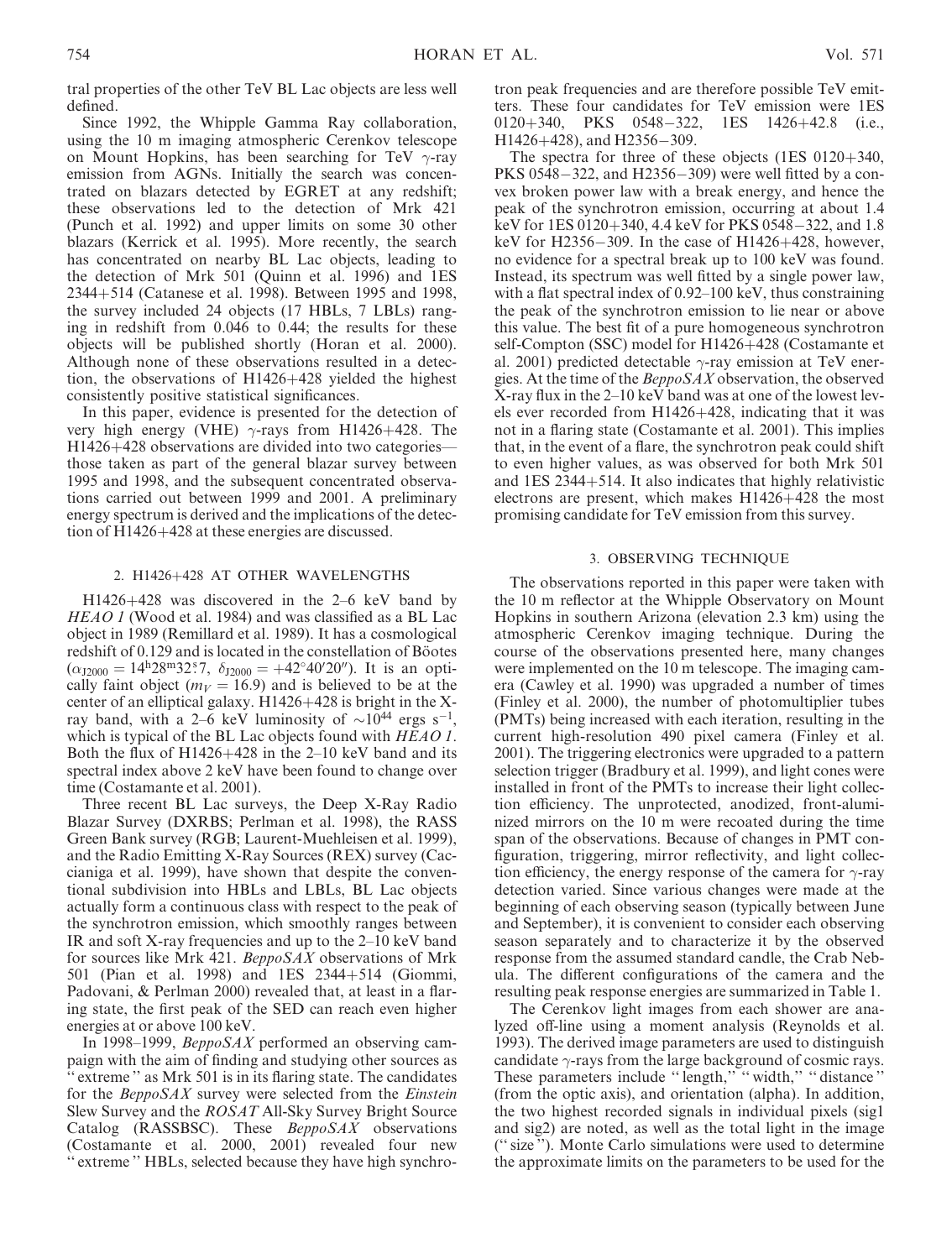tral properties of the other TeV BL Lac objects are less well defined.

Since 1992, the Whipple Gamma Ray collaboration, using the 10 m imaging atmospheric Cerenkov telescope on Mount Hopkins, has been searching for TeV $\gamma$-ray emission from AGNs. Initially the search was concentrated on blazars detected by EGRET at any redshift; these observations led to the detection of Mrk 421 (Punch et al. 1992) and upper limits on some 30 other blazars (Kerrick et al. 1995). More recently, the search has concentrated on nearby BL Lac objects, leading to the detection of Mrk 501 (Quinn et al. 1996) and 1ES 2344+514 (Catanese et al. 1998). Between 1995 and 1998, the survey included 24 objects (17 HBLs, 7 LBLs) ranging in redshift from 0.046 to 0.44; the results for these objects will be published shortly (Horan et al. 2000). Although none of these observations resulted in a detection, the observations of H1426+428 yielded the highest consistently positive statistical significances.

In this paper, evidence is presented for the detection of very high energy (VHE) $\gamma$-rays from H1426+428. The H1426+428 observations are divided into two categories—those taken as part of the general blazar survey between 1995 and 1998, and the subsequent concentrated observations carried out between 1999 and 2001. A preliminary energy spectrum is derived and the implications of the detection of H1426+428 at these energies are discussed.

## 2. H1426+428 AT OTHER WAVELENGTHS

H1426+428 was discovered in the 2–6 keV band by *HEAO 1* (Wood et al. 1984) and was classified as a BL Lac object in 1989 (Remillard et al. 1989). It has a cosmological redshift of 0.129 and is located in the constellation of Böotes ($\alpha_{J2000} = 14^h28^m32.^s7$, $\delta_{J2000} = +42°40'20''$). It is an optically faint object ($m_V = 16.9$) and is believed to be at the center of an elliptical galaxy. H1426+428 is bright in the X-ray band, with a 2–6 keV luminosity of $\sim10^{44}$ ergs s$^{-1}$, which is typical of the BL Lac objects found with *HEAO 1*. Both the flux of H1426+428 in the 2–10 keV band and its spectral index above 2 keV have been found to change over time (Costamante et al. 2001).

Three recent BL Lac surveys, the Deep X-Ray Radio Blazar Survey (DXRBS; Perlman et al. 1998), the RASS Green Bank survey (RGB; Laurent-Muehleisen et al. 1999), and the Radio Emitting X-Ray Sources (REX) survey (Caccianiga et al. 1999), have shown that despite the conventional subdivision into HBLs and LBLs, BL Lac objects actually form a continuous class with respect to the peak of the synchrotron emission, which smoothly ranges between IR and soft X-ray frequencies and up to the 2–10 keV band for sources like Mrk 421. *BeppoSAX* observations of Mrk 501 (Pian et al. 1998) and 1ES 2344+514 (Giommi, Padovani, & Perlman 2000) revealed that, at least in a flaring state, the first peak of the SED can reach even higher energies at or above 100 keV.

In 1998–1999, *BeppoSAX* performed an observing campaign with the aim of finding and studying other sources as "extreme" as Mrk 501 is in its flaring state. The candidates for the *BeppoSAX* survey were selected from the *Einstein* Slew Survey and the *ROSAT* All-Sky Survey Bright Source Catalog (RASSBSC). These *BeppoSAX* observations (Costamante et al. 2000, 2001) revealed four new "extreme" HBLs, selected because they have high synchrotron peak frequencies and are therefore possible TeV emitters. These four candidates for TeV emission were 1ES 0120+340, PKS 0548−322, 1ES 1426+42.8 (i.e., H1426+428), and H2356−309.

The spectra for three of these objects (1ES 0120+340, PKS 0548−322, and H2356−309) were well fitted by a convex broken power law with a break energy, and hence the peak of the synchrotron emission, occurring at about 1.4 keV for 1ES 0120+340, 4.4 keV for PKS 0548−322, and 1.8 keV for H2356−309. In the case of H1426+428, however, no evidence for a spectral break up to 100 keV was found. Instead, its spectrum was well fitted by a single power law, with a flat spectral index of 0.92–100 keV, thus constraining the peak of the synchrotron emission to lie near or above this value. The best fit of a pure homogeneous synchrotron self-Compton (SSC) model for H1426+428 (Costamante et al. 2001) predicted detectable $\gamma$-ray emission at TeV energies. At the time of the *BeppoSAX* observation, the observed X-ray flux in the 2–10 keV band was at one of the lowest levels ever recorded from H1426+428, indicating that it was not in a flaring state (Costamante et al. 2001). This implies that, in the event of a flare, the synchrotron peak could shift to even higher values, as was observed for both Mrk 501 and 1ES 2344+514. It also indicates that highly relativistic electrons are present, which makes H1426+428 the most promising candidate for TeV emission from this survey.

## 3. OBSERVING TECHNIQUE

The observations reported in this paper were taken with the 10 m reflector at the Whipple Observatory on Mount Hopkins in southern Arizona (elevation 2.3 km) using the atmospheric Cerenkov imaging technique. During the course of the observations presented here, many changes were implemented on the 10 m telescope. The imaging camera (Cawley et al. 1990) was upgraded a number of times (Finley et al. 2000), the number of photomultiplier tubes (PMTs) being increased with each iteration, resulting in the current high-resolution 490 pixel camera (Finley et al. 2001). The triggering electronics were upgraded to a pattern selection trigger (Bradbury et al. 1999), and light cones were installed in front of the PMTs to increase their light collection efficiency. The unprotected, anodized, front-aluminized mirrors on the 10 m were recoated during the time span of the observations. Because of changes in PMT configuration, triggering, mirror reflectivity, and light collection efficiency, the energy response of the camera for $\gamma$-ray detection varied. Since various changes were made at the beginning of each observing season (typically between June and September), it is convenient to consider each observing season separately and to characterize it by the observed response from the assumed standard candle, the Crab Nebula. The different configurations of the camera and the resulting peak response energies are summarized in Table 1.

The Cerenkov light images from each shower are analyzed off-line using a moment analysis (Reynolds et al. 1993). The derived image parameters are used to distinguish candidate $\gamma$-rays from the large background of cosmic rays. These parameters include "length," "width," "distance" (from the optic axis), and orientation (alpha). In addition, the two highest recorded signals in individual pixels (sig1 and sig2) are noted, as well as the total light in the image ("size"). Monte Carlo simulations were used to determine the approximate limits on the parameters to be used for the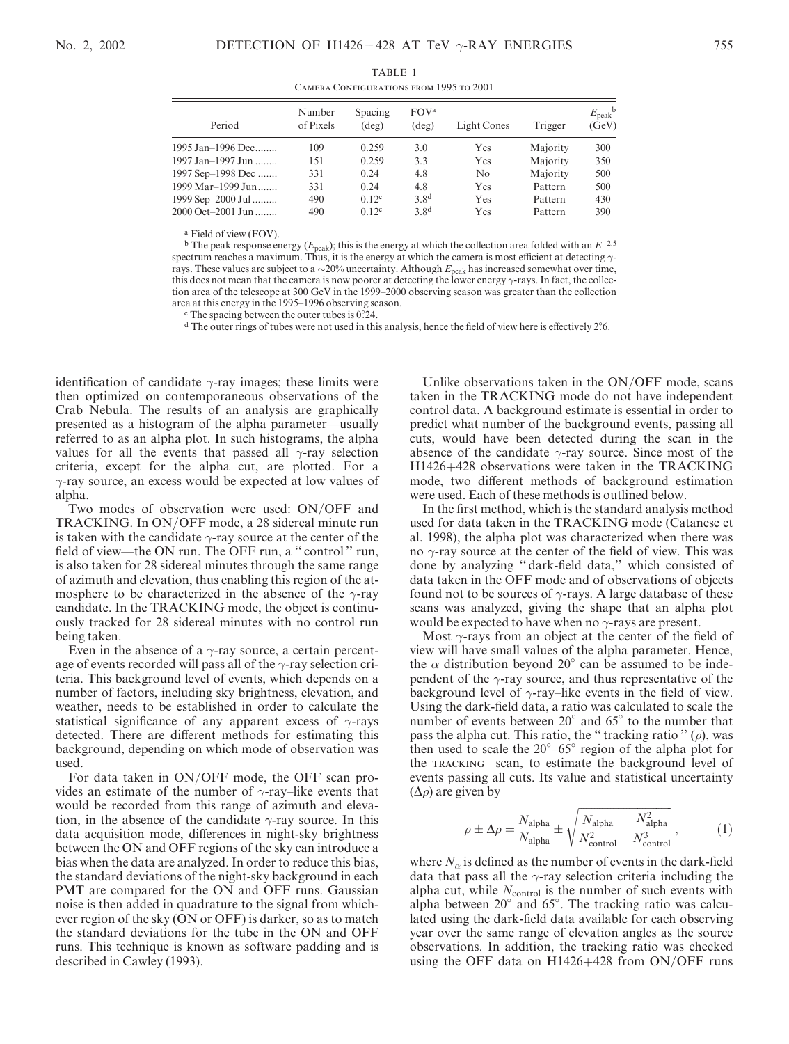TABLE 1

Camera Configurations from 1995 to 2001

| Period | Number of Pixels | Spacing (deg) | FOV[a] (deg) | Light Cones | Trigger | $E_{\mathrm{peak}}$[b] (GeV) |
|---|---|---|---|---|---|---|
| 1995 Jan–1996 Dec........ | 109 | 0.259 | 3.0 | Yes | Majority | 300 |
| 1997 Jan–1997 Jun ........ | 151 | 0.259 | 3.3 | Yes | Majority | 350 |
| 1997 Sep–1998 Dec ....... | 331 | 0.24 | 4.8 | No | Majority | 500 |
| 1999 Mar–1999 Jun....... | 331 | 0.24 | 4.8 | Yes | Pattern | 500 |
| 1999 Sep–2000 Jul ......... | 490 | 0.12[c] | 3.8[d] | Yes | Pattern | 430 |
| 2000 Oct–2001 Jun ........ | 490 | 0.12[c] | 3.8[d] | Yes | Pattern | 390 |

[a] Field of view (FOV).

[b] The peak response energy ($E_{\mathrm{peak}}$); this is the energy at which the collection area folded with an $E^{-2.5}$ spectrum reaches a maximum. Thus, it is the energy at which the camera is most efficient at detecting γ-rays. These values are subject to a ~20% uncertainty. Although $E_{\mathrm{peak}}$ has increased somewhat over time, this does not mean that the camera is now poorer at detecting the lower energy γ-rays. In fact, the collection area of the telescope at 300 GeV in the 1999–2000 observing season was greater than the collection area at this energy in the 1995–1996 observing season.

[c] The spacing between the outer tubes is 0°.24.

[d] The outer rings of tubes were not used in this analysis, hence the field of view here is effectively 2°.6.

identification of candidate γ-ray images; these limits were then optimized on contemporaneous observations of the Crab Nebula. The results of an analysis are graphically presented as a histogram of the alpha parameter—usually referred to as an alpha plot. In such histograms, the alpha values for all the events that passed all γ-ray selection criteria, except for the alpha cut, are plotted. For a γ-ray source, an excess would be expected at low values of alpha.

Two modes of observation were used: ON/OFF and TRACKING. In ON/OFF mode, a 28 sidereal minute run is taken with the candidate γ-ray source at the center of the field of view—the ON run. The OFF run, a "control" run, is also taken for 28 sidereal minutes through the same range of azimuth and elevation, thus enabling this region of the atmosphere to be characterized in the absence of the γ-ray candidate. In the TRACKING mode, the object is continuously tracked for 28 sidereal minutes with no control run being taken.

Even in the absence of a γ-ray source, a certain percentage of events recorded will pass all of the γ-ray selection criteria. This background level of events, which depends on a number of factors, including sky brightness, elevation, and weather, needs to be established in order to calculate the statistical significance of any apparent excess of γ-rays detected. There are different methods for estimating this background, depending on which mode of observation was used.

For data taken in ON/OFF mode, the OFF scan provides an estimate of the number of γ-ray–like events that would be recorded from this range of azimuth and elevation, in the absence of the candidate γ-ray source. In this data acquisition mode, differences in night-sky brightness between the ON and OFF regions of the sky can introduce a bias when the data are analyzed. In order to reduce this bias, the standard deviations of the night-sky background in each PMT are compared for the ON and OFF runs. Gaussian noise is then added in quadrature to the signal from whichever region of the sky (ON or OFF) is darker, so as to match the standard deviations for the tube in the ON and OFF runs. This technique is known as software padding and is described in Cawley (1993).

Unlike observations taken in the ON/OFF mode, scans taken in the TRACKING mode do not have independent control data. A background estimate is essential in order to predict what number of the background events, passing all cuts, would have been detected during the scan in the absence of the candidate γ-ray source. Since most of the H1426+428 observations were taken in the TRACKING mode, two different methods of background estimation were used. Each of these methods is outlined below.

In the first method, which is the standard analysis method used for data taken in the TRACKING mode (Catanese et al. 1998), the alpha plot was characterized when there was no γ-ray source at the center of the field of view. This was done by analyzing "dark-field data," which consisted of data taken in the OFF mode and of observations of objects found not to be sources of γ-rays. A large database of these scans was analyzed, giving the shape that an alpha plot would be expected to have when no γ-rays are present.

Most γ-rays from an object at the center of the field of view will have small values of the alpha parameter. Hence, the $\alpha$ distribution beyond 20° can be assumed to be independent of the γ-ray source, and thus representative of the background level of γ-ray–like events in the field of view. Using the dark-field data, a ratio was calculated to scale the number of events between 20° and 65° to the number that pass the alpha cut. This ratio, the "tracking ratio" ($\rho$), was then used to scale the 20°–65° region of the alpha plot for the TRACKING scan, to estimate the background level of events passing all cuts. Its value and statistical uncertainty ($\Delta\rho$) are given by

$$\rho \pm \Delta\rho = \frac{N_{\mathrm{alpha}}}{N_{\mathrm{alpha}}} \pm \sqrt{\frac{N_{\mathrm{alpha}}}{N_{\mathrm{control}}^2} + \frac{N_{\mathrm{alpha}}^2}{N_{\mathrm{control}}^3}}\,, \qquad (1)$$

where $N_\alpha$ is defined as the number of events in the dark-field data that pass all the γ-ray selection criteria including the alpha cut, while $N_{\mathrm{control}}$ is the number of such events with alpha between 20° and 65°. The tracking ratio was calculated using the dark-field data available for each observing year over the same range of elevation angles as the source observations. In addition, the tracking ratio was checked using the OFF data on H1426+428 from ON/OFF runs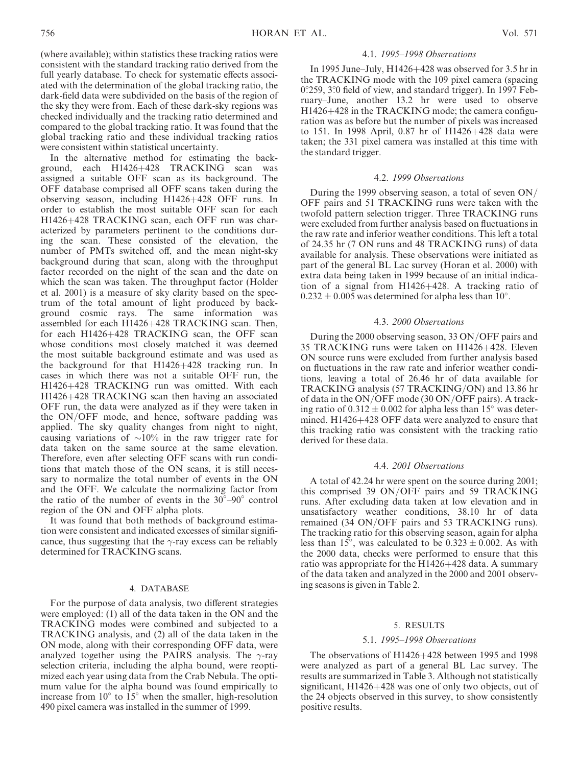(where available); within statistics these tracking ratios were consistent with the standard tracking ratio derived from the full yearly database. To check for systematic effects associated with the determination of the global tracking ratio, the dark-field data were subdivided on the basis of the region of the sky they were from. Each of these dark-sky regions was checked individually and the tracking ratio determined and compared to the global tracking ratio. It was found that the global tracking ratio and these individual tracking ratios were consistent within statistical uncertainty.

In the alternative method for estimating the background, each H1426+428 TRACKING scan was assigned a suitable OFF scan as its background. The OFF database comprised all OFF scans taken during the observing season, including H1426+428 OFF runs. In order to establish the most suitable OFF scan for each H1426+428 TRACKING scan, each OFF run was characterized by parameters pertinent to the conditions during the scan. These consisted of the elevation, the number of PMTs switched off, and the mean night-sky background during that scan, along with the throughput factor recorded on the night of the scan and the date on which the scan was taken. The throughput factor (Holder et al. 2001) is a measure of sky clarity based on the spectrum of the total amount of light produced by background cosmic rays. The same information was assembled for each H1426+428 TRACKING scan. Then, for each H1426+428 TRACKING scan, the OFF scan whose conditions most closely matched it was deemed the most suitable background estimate and was used as the background for that H1426+428 tracking run. In cases in which there was not a suitable OFF run, the H1426+428 TRACKING run was omitted. With each H1426+428 TRACKING scan then having an associated OFF run, the data were analyzed as if they were taken in the ON/OFF mode, and hence, software padding was applied. The sky quality changes from night to night, causing variations of $\sim$10% in the raw trigger rate for data taken on the same source at the same elevation. Therefore, even after selecting OFF scans with run conditions that match those of the ON scans, it is still necessary to normalize the total number of events in the ON and the OFF. We calculate the normalizing factor from the ratio of the number of events in the $30^\circ$–$90^\circ$ control region of the ON and OFF alpha plots.

It was found that both methods of background estimation were consistent and indicated excesses of similar significance, thus suggesting that the $\gamma$-ray excess can be reliably determined for TRACKING scans.

## 4. DATABASE

For the purpose of data analysis, two different strategies were employed: (1) all of the data taken in the ON and the TRACKING modes were combined and subjected to a TRACKING analysis, and (2) all of the data taken in the ON mode, along with their corresponding OFF data, were analyzed together using the PAIRS analysis. The $\gamma$-ray selection criteria, including the alpha bound, were reoptimized each year using data from the Crab Nebula. The optimum value for the alpha bound was found empirically to increase from $10^\circ$ to $15^\circ$ when the smaller, high-resolution 490 pixel camera was installed in the summer of 1999.

### 4.1. *1995–1998 Observations*

In 1995 June–July, H1426+428 was observed for 3.5 hr in the TRACKING mode with the 109 pixel camera (spacing $0\overset{\circ}{.}259$, $3\overset{\circ}{.}0$ field of view, and standard trigger). In 1997 February–June, another 13.2 hr were used to observe H1426+428 in the TRACKING mode; the camera configuration was as before but the number of pixels was increased to 151. In 1998 April, 0.87 hr of H1426+428 data were taken; the 331 pixel camera was installed at this time with the standard trigger.

### 4.2. *1999 Observations*

During the 1999 observing season, a total of seven ON/OFF pairs and 51 TRACKING runs were taken with the twofold pattern selection trigger. Three TRACKING runs were excluded from further analysis based on fluctuations in the raw rate and inferior weather conditions. This left a total of 24.35 hr (7 ON runs and 48 TRACKING runs) of data available for analysis. These observations were initiated as part of the general BL Lac survey (Horan et al. 2000) with extra data being taken in 1999 because of an initial indication of a signal from H1426+428. A tracking ratio of $0.232 \pm 0.005$ was determined for alpha less than $10^\circ$.

### 4.3. *2000 Observations*

During the 2000 observing season, 33 ON/OFF pairs and 35 TRACKING runs were taken on H1426+428. Eleven ON source runs were excluded from further analysis based on fluctuations in the raw rate and inferior weather conditions, leaving a total of 26.46 hr of data available for TRACKING analysis (57 TRACKING/ON) and 13.86 hr of data in the ON/OFF mode (30 ON/OFF pairs). A tracking ratio of $0.312 \pm 0.002$ for alpha less than $15^\circ$ was determined. H1426+428 OFF data were analyzed to ensure that this tracking ratio was consistent with the tracking ratio derived for these data.

### 4.4. *2001 Observations*

A total of 42.24 hr were spent on the source during 2001; this comprised 39 ON/OFF pairs and 59 TRACKING runs. After excluding data taken at low elevation and in unsatisfactory weather conditions, 38.10 hr of data remained (34 ON/OFF pairs and 53 TRACKING runs). The tracking ratio for this observing season, again for alpha less than $15^\circ$, was calculated to be $0.323 \pm 0.002$. As with the 2000 data, checks were performed to ensure that this ratio was appropriate for the H1426+428 data. A summary of the data taken and analyzed in the 2000 and 2001 observing seasons is given in Table 2.

## 5. RESULTS

### 5.1. *1995–1998 Observations*

The observations of H1426+428 between 1995 and 1998 were analyzed as part of a general BL Lac survey. The results are summarized in Table 3. Although not statistically significant, H1426+428 was one of only two objects, out of the 24 objects observed in this survey, to show consistently positive results.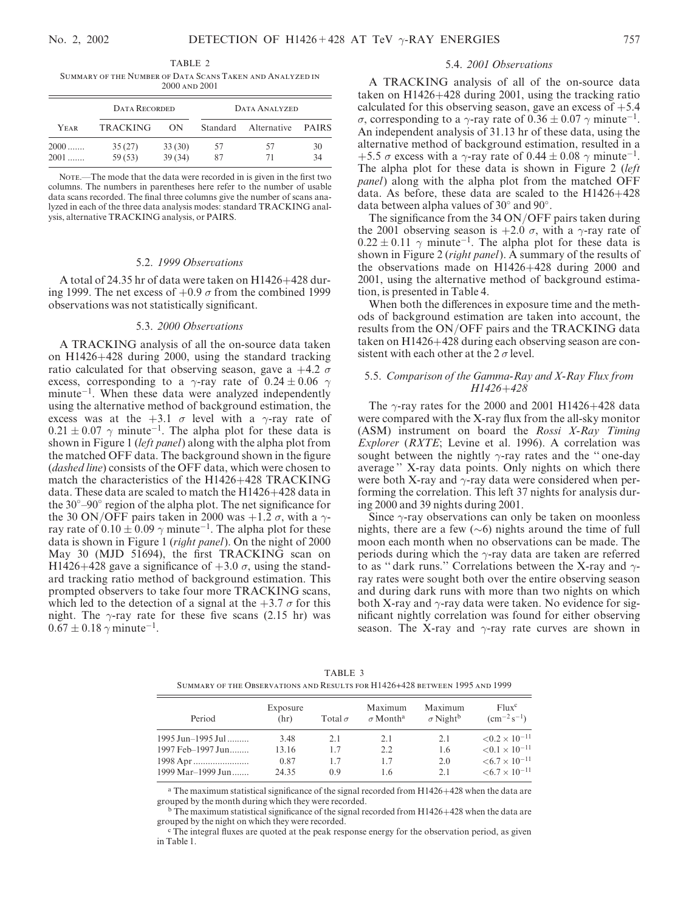TABLE 2

SUMMARY OF THE NUMBER OF DATA SCANS TAKEN AND ANALYZED IN 2000 AND 2001

| | Data Recorded | | Data Analyzed | | |
|---|---|---|---|---|---|
| Year | TRACKING | ON | Standard | Alternative | PAIRS |
| 2000 ....... | 35 (27) | 33 (30) | 57 | 57 | 30 |
| 2001 ....... | 59 (53) | 39 (34) | 87 | 71 | 34 |

NOTE.—The mode that the data were recorded in is given in the first two columns. The numbers in parentheses here refer to the number of usable data scans recorded. The final three columns give the number of scans analyzed in each of the three data analysis modes: standard TRACKING analysis, alternative TRACKING analysis, or PAIRS.

### 5.2. *1999 Observations*

A total of 24.35 hr of data were taken on H1426+428 during 1999. The net excess of $+0.9\ \sigma$ from the combined 1999 observations was not statistically significant.

### 5.3. *2000 Observations*

A TRACKING analysis of all the on-source data taken on H1426+428 during 2000, using the standard tracking ratio calculated for that observing season, gave a $+4.2\ \sigma$ excess, corresponding to a $\gamma$-ray rate of $0.24 \pm 0.06\ \gamma$ minute$^{-1}$. When these data were analyzed independently using the alternative method of background estimation, the excess was at the $+3.1\ \sigma$ level with a $\gamma$-ray rate of $0.21 \pm 0.07\ \gamma$ minute$^{-1}$. The alpha plot for these data is shown in Figure 1 (*left panel*) along with the alpha plot from the matched OFF data. The background shown in the figure (*dashed line*) consists of the OFF data, which were chosen to match the characteristics of the H1426+428 TRACKING data. These data are scaled to match the H1426+428 data in the $30°$–$90°$ region of the alpha plot. The net significance for the 30 ON/OFF pairs taken in 2000 was $+1.2\ \sigma$, with a $\gamma$-ray rate of $0.10 \pm 0.09\ \gamma$ minute$^{-1}$. The alpha plot for these data is shown in Figure 1 (*right panel*). On the night of 2000 May 30 (MJD 51694), the first TRACKING scan on H1426+428 gave a significance of $+3.0\ \sigma$, using the standard tracking ratio method of background estimation. This prompted observers to take four more TRACKING scans, which led to the detection of a signal at the $+3.7\ \sigma$ for this night. The $\gamma$-ray rate for these five scans (2.15 hr) was $0.67 \pm 0.18\ \gamma$ minute$^{-1}$.

### 5.4. *2001 Observations*

A TRACKING analysis of all of the on-source data taken on H1426+428 during 2001, using the tracking ratio calculated for this observing season, gave an excess of $+5.4\ \sigma$, corresponding to a $\gamma$-ray rate of $0.36 \pm 0.07\ \gamma$ minute$^{-1}$. An independent analysis of 31.13 hr of these data, using the alternative method of background estimation, resulted in a $+5.5\ \sigma$ excess with a $\gamma$-ray rate of $0.44 \pm 0.08\ \gamma$ minute$^{-1}$. The alpha plot for these data is shown in Figure 2 (*left panel*) along with the alpha plot from the matched OFF data. As before, these data are scaled to the H1426+428 data between alpha values of $30°$ and $90°$.

The significance from the 34 ON/OFF pairs taken during the 2001 observing season is $+2.0\ \sigma$, with a $\gamma$-ray rate of $0.22 \pm 0.11\ \gamma$ minute$^{-1}$. The alpha plot for these data is shown in Figure 2 (*right panel*). A summary of the results of the observations made on H1426+428 during 2000 and 2001, using the alternative method of background estimation, is presented in Table 4.

When both the differences in exposure time and the methods of background estimation are taken into account, the results from the ON/OFF pairs and the TRACKING data taken on H1426+428 during each observing season are consistent with each other at the $2\ \sigma$ level.

### 5.5. *Comparison of the Gamma-Ray and X-Ray Flux from H1426+428*

The $\gamma$-ray rates for the 2000 and 2001 H1426+428 data were compared with the X-ray flux from the all-sky monitor (ASM) instrument on board the *Rossi X-Ray Timing Explorer* (*RXTE*; Levine et al. 1996). A correlation was sought between the nightly $\gamma$-ray rates and the "one-day average" X-ray data points. Only nights on which there were both X-ray and $\gamma$-ray data were considered when performing the correlation. This left 37 nights for analysis during 2000 and 39 nights during 2001.

Since $\gamma$-ray observations can only be taken on moonless nights, there are a few ($\sim$6) nights around the time of full moon each month when no observations can be made. The periods during which the $\gamma$-ray data are taken are referred to as "dark runs." Correlations between the X-ray and $\gamma$-ray rates were sought both over the entire observing season and during dark runs with more than two nights on which both X-ray and $\gamma$-ray data were taken. No evidence for significant nightly correlation was found for either observing season. The X-ray and $\gamma$-ray rate curves are shown in

TABLE 3

SUMMARY OF THE OBSERVATIONS AND RESULTS FOR H1426+428 BETWEEN 1995 AND 1999

| Period | Exposure (hr) | Total $\sigma$ | Maximum $\sigma$ Month[a] | Maximum $\sigma$ Night[b] | Flux[c] (cm$^{-2}$ s$^{-1}$) |
|---|---|---|---|---|---|
| 1995 Jun–1995 Jul ......... | 3.48 | 2.1 | 2.1 | 2.1 | $<0.2 \times 10^{-11}$ |
| 1997 Feb–1997 Jun........ | 13.16 | 1.7 | 2.2 | 1.6 | $<0.1 \times 10^{-11}$ |
| 1998 Apr ....................... | 0.87 | 1.7 | 1.7 | 2.0 | $<6.7 \times 10^{-11}$ |
| 1999 Mar–1999 Jun....... | 24.35 | 0.9 | 1.6 | 2.1 | $<6.7 \times 10^{-11}$ |

[a] The maximum statistical significance of the signal recorded from H1426+428 when the data are grouped by the month during which they were recorded.

[b] The maximum statistical significance of the signal recorded from H1426+428 when the data are grouped by the night on which they were recorded.

[c] The integral fluxes are quoted at the peak response energy for the observation period, as given in Table 1.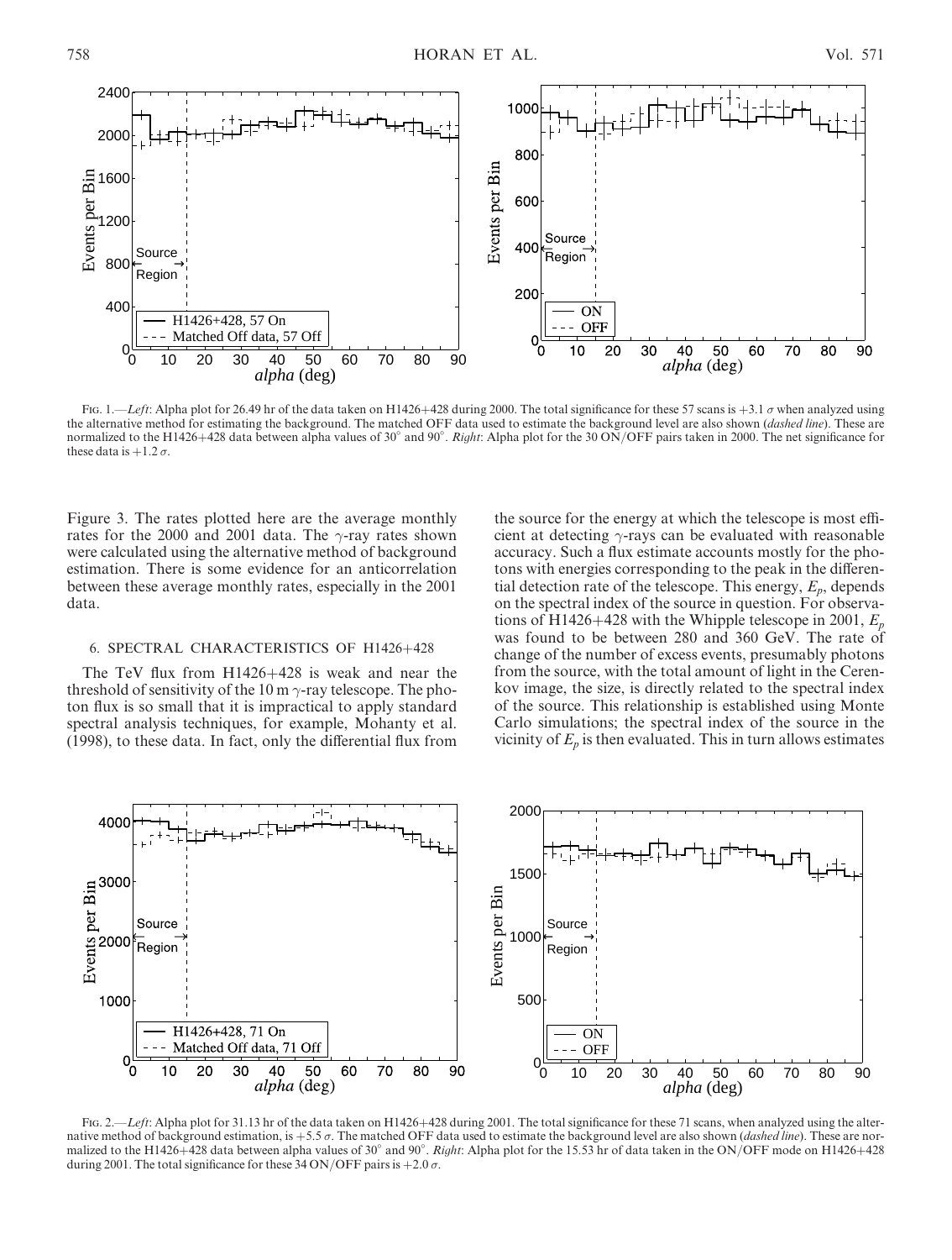Fig. 1.—*Left*: Alpha plot for 26.49 hr of the data taken on H1426+428 during 2000. The total significance for these 57 scans is $+3.1\ \sigma$ when analyzed using the alternative method for estimating the background. The matched OFF data used to estimate the background level are also shown (*dashed line*). These are normalized to the H1426+428 data between alpha values of 30° and 90°. *Right*: Alpha plot for the 30 ON/OFF pairs taken in 2000. The net significance for these data is $+1.2\ \sigma$.

Figure 3. The rates plotted here are the average monthly rates for the 2000 and 2001 data. The $\gamma$-ray rates shown were calculated using the alternative method of background estimation. There is some evidence for an anticorrelation between these average monthly rates, especially in the 2001 data.

## 6. SPECTRAL CHARACTERISTICS OF H1426+428

The TeV flux from H1426+428 is weak and near the threshold of sensitivity of the 10 m $\gamma$-ray telescope. The photon flux is so small that it is impractical to apply standard spectral analysis techniques, for example, Mohanty et al. (1998), to these data. In fact, only the differential flux from the source for the energy at which the telescope is most efficient at detecting $\gamma$-rays can be evaluated with reasonable accuracy. Such a flux estimate accounts mostly for the photons with energies corresponding to the peak in the differential detection rate of the telescope. This energy, $E_p$, depends on the spectral index of the source in question. For observations of H1426+428 with the Whipple telescope in 2001, $E_p$ was found to be between 280 and 360 GeV. The rate of change of the number of excess events, presumably photons from the source, with the total amount of light in the Cerenkov image, the size, is directly related to the spectral index of the source. This relationship is established using Monte Carlo simulations; the spectral index of the source in the vicinity of $E_p$ is then evaluated. This in turn allows estimates

Fig. 2.—*Left*: Alpha plot for 31.13 hr of the data taken on H1426+428 during 2001. The total significance for these 71 scans, when analyzed using the alternative method of background estimation, is $+5.5\ \sigma$. The matched OFF data used to estimate the background level are also shown (*dashed line*). These are normalized to the H1426+428 data between alpha values of 30° and 90°. *Right*: Alpha plot for the 15.53 hr of data taken in the ON/OFF mode on H1426+428 during 2001. The total significance for these 34 ON/OFF pairs is $+2.0\ \sigma$.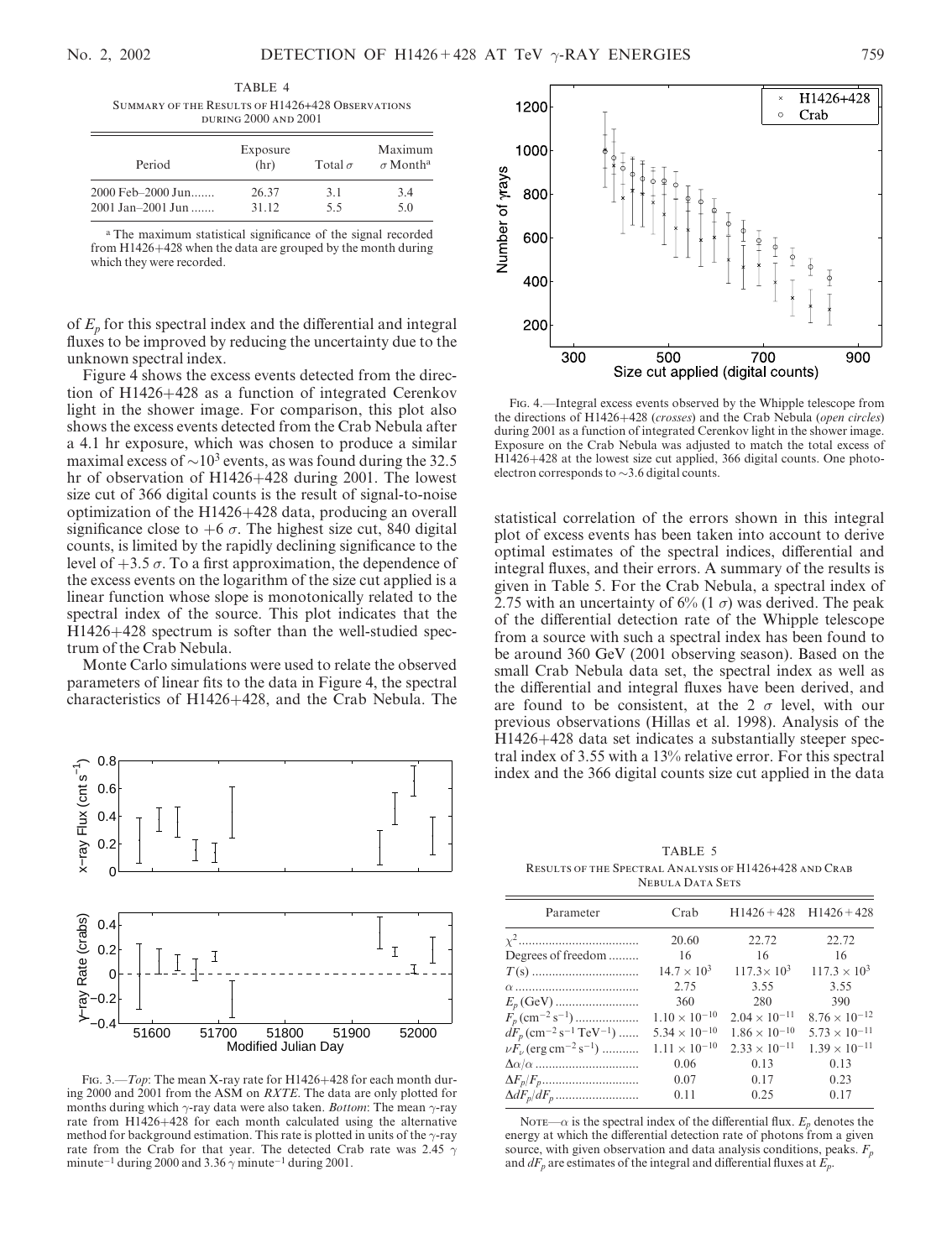TABLE 4

SUMMARY OF THE RESULTS OF H1426+428 OBSERVATIONS DURING 2000 AND 2001

| Period | Exposure (hr) | Total $\sigma$ | Maximum $\sigma$ Month[a] |
|---|---|---|---|
| 2000 Feb–2000 Jun....... | 26.37 | 3.1 | 3.4 |
| 2001 Jan–2001 Jun ....... | 31.12 | 5.5 | 5.0 |

[a] The maximum statistical significance of the signal recorded from H1426+428 when the data are grouped by the month during which they were recorded.

of $E_p$ for this spectral index and the differential and integral fluxes to be improved by reducing the uncertainty due to the unknown spectral index.

Figure 4 shows the excess events detected from the direction of H1426+428 as a function of integrated Cerenkov light in the shower image. For comparison, this plot also shows the excess events detected from the Crab Nebula after a 4.1 hr exposure, which was chosen to produce a similar maximal excess of $\sim 10^3$ events, as was found during the 32.5 hr of observation of H1426+428 during 2001. The lowest size cut of 366 digital counts is the result of signal-to-noise optimization of the H1426+428 data, producing an overall significance close to $+6\ \sigma$. The highest size cut, 840 digital counts, is limited by the rapidly declining significance to the level of $+3.5\ \sigma$. To a first approximation, the dependence of the excess events on the logarithm of the size cut applied is a linear function whose slope is monotonically related to the spectral index of the source. This plot indicates that the H1426+428 spectrum is softer than the well-studied spectrum of the Crab Nebula.

Monte Carlo simulations were used to relate the observed parameters of linear fits to the data in Figure 4, the spectral characteristics of H1426+428, and the Crab Nebula. The

FIG. 3.—*Top*: The mean X-ray rate for H1426+428 for each month during 2000 and 2001 from the ASM on *RXTE*. The data are only plotted for months during which $\gamma$-ray data were also taken. *Bottom*: The mean $\gamma$-ray rate from H1426+428 for each month calculated using the alternative method for background estimation. This rate is plotted in units of the $\gamma$-ray rate from the Crab for that year. The detected Crab rate was 2.45 $\gamma$ minute$^{-1}$ during 2000 and 3.36 $\gamma$ minute$^{-1}$ during 2001.

FIG. 4.—Integral excess events observed by the Whipple telescope from the directions of H1426+428 (*crosses*) and the Crab Nebula (*open circles*) during 2001 as a function of integrated Cerenkov light in the shower image. Exposure on the Crab Nebula was adjusted to match the total excess of H1426+428 at the lowest size cut applied, 366 digital counts. One photoelectron corresponds to $\sim$3.6 digital counts.

statistical correlation of the errors shown in this integral plot of excess events has been taken into account to derive optimal estimates of the spectral indices, differential and integral fluxes, and their errors. A summary of the results is given in Table 5. For the Crab Nebula, a spectral index of 2.75 with an uncertainty of 6% (1 $\sigma$) was derived. The peak of the differential detection rate of the Whipple telescope from a source with such a spectral index has been found to be around 360 GeV (2001 observing season). Based on the small Crab Nebula data set, the spectral index as well as the differential and integral fluxes have been derived, and are found to be consistent, at the 2 $\sigma$ level, with our previous observations (Hillas et al. 1998). Analysis of the H1426+428 data set indicates a substantially steeper spectral index of 3.55 with a 13% relative error. For this spectral index and the 366 digital counts size cut applied in the data

TABLE 5

RESULTS OF THE SPECTRAL ANALYSIS OF H1426+428 AND CRAB NEBULA DATA SETS

| Parameter | Crab | H1426+428 | H1426+428 |
|---|---|---|---|
| $\chi^2$.................................... | 20.60 | 22.72 | 22.72 |
| Degrees of freedom ......... | 16 | 16 | 16 |
| $T$(s) ................................ | $14.7 \times 10^3$ | $117.3 \times 10^3$ | $117.3 \times 10^3$ |
| $\alpha$ .................................... | 2.75 | 3.55 | 3.55 |
| $E_p$ (GeV) ......................... | 360 | 280 | 390 |
| $F_p$ (cm$^{-2}$ s$^{-1}$) ................... | $1.10 \times 10^{-10}$ | $2.04 \times 10^{-11}$ | $8.76 \times 10^{-12}$ |
| $dF_p$ (cm$^{-2}$ s$^{-1}$ TeV$^{-1}$) ...... | $5.34 \times 10^{-10}$ | $1.86 \times 10^{-10}$ | $5.73 \times 10^{-11}$ |
| $\nu F_\nu$ (erg cm$^{-2}$ s$^{-1}$) ........... | $1.11 \times 10^{-10}$ | $2.33 \times 10^{-11}$ | $1.39 \times 10^{-11}$ |
| $\Delta\alpha/\alpha$ ............................... | 0.06 | 0.13 | 0.13 |
| $\Delta F_p/F_p$............................. | 0.07 | 0.17 | 0.23 |
| $\Delta dF_p/dF_p$......................... | 0.11 | 0.25 | 0.17 |

NOTE—$\alpha$ is the spectral index of the differential flux. $E_p$ denotes the energy at which the differential detection rate of photons from a given source, with given observation and data analysis conditions, peaks. $F_p$ and $dF_p$ are estimates of the integral and differential fluxes at $E_p$.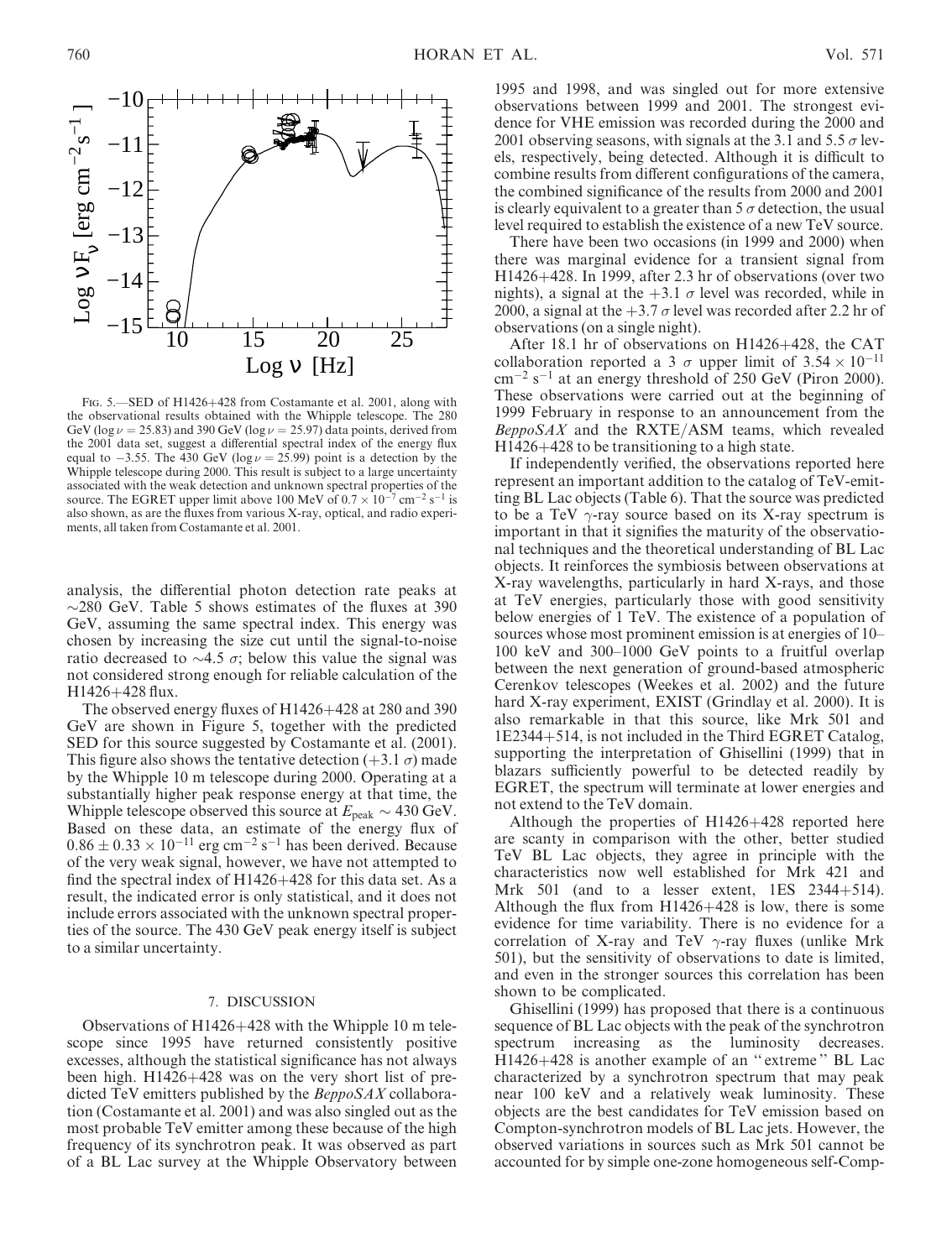Fig. 5.—SED of H1426+428 from Costamante et al. 2001, along with the observational results obtained with the Whipple telescope. The 280 GeV ($\log \nu = 25.83$) and 390 GeV ($\log \nu = 25.97$) data points, derived from the 2001 data set, suggest a differential spectral index of the energy flux equal to −3.55. The 430 GeV ($\log \nu = 25.99$) point is a detection by the Whipple telescope during 2000. This result is subject to a large uncertainty associated with the weak detection and unknown spectral properties of the source. The EGRET upper limit above 100 MeV of $0.7 \times 10^{-7}$ cm$^{-2}$ s$^{-1}$ is also shown, as are the fluxes from various X-ray, optical, and radio experiments, all taken from Costamante et al. 2001.

analysis, the differential photon detection rate peaks at ∼280 GeV. Table 5 shows estimates of the fluxes at 390 GeV, assuming the same spectral index. This energy was chosen by increasing the size cut until the signal-to-noise ratio decreased to ∼4.5 $\sigma$; below this value the signal was not considered strong enough for reliable calculation of the H1426+428 flux.

The observed energy fluxes of H1426+428 at 280 and 390 GeV are shown in Figure 5, together with the predicted SED for this source suggested by Costamante et al. (2001). This figure also shows the tentative detection (+3.1 $\sigma$) made by the Whipple 10 m telescope during 2000. Operating at a substantially higher peak response energy at that time, the Whipple telescope observed this source at $E_{\rm peak} \sim 430$ GeV. Based on these data, an estimate of the energy flux of $0.86 \pm 0.33 \times 10^{-11}$ erg cm$^{-2}$ s$^{-1}$ has been derived. Because of the very weak signal, however, we have not attempted to find the spectral index of H1426+428 for this data set. As a result, the indicated error is only statistical, and it does not include errors associated with the unknown spectral properties of the source. The 430 GeV peak energy itself is subject to a similar uncertainty.

## 7. DISCUSSION

Observations of H1426+428 with the Whipple 10 m telescope since 1995 have returned consistently positive excesses, although the statistical significance has not always been high. H1426+428 was on the very short list of predicted TeV emitters published by the *BeppoSAX* collaboration (Costamante et al. 2001) and was also singled out as the most probable TeV emitter among these because of the high frequency of its synchrotron peak. It was observed as part of a BL Lac survey at the Whipple Observatory between 1995 and 1998, and was singled out for more extensive observations between 1999 and 2001. The strongest evidence for VHE emission was recorded during the 2000 and 2001 observing seasons, with signals at the 3.1 and 5.5 $\sigma$ levels, respectively, being detected. Although it is difficult to combine results from different configurations of the camera, the combined significance of the results from 2000 and 2001 is clearly equivalent to a greater than 5 $\sigma$ detection, the usual level required to establish the existence of a new TeV source.

There have been two occasions (in 1999 and 2000) when there was marginal evidence for a transient signal from H1426+428. In 1999, after 2.3 hr of observations (over two nights), a signal at the +3.1 $\sigma$ level was recorded, while in 2000, a signal at the +3.7 $\sigma$ level was recorded after 2.2 hr of observations (on a single night).

After 18.1 hr of observations on H1426+428, the CAT collaboration reported a 3 $\sigma$ upper limit of $3.54 \times 10^{-11}$ cm$^{-2}$ s$^{-1}$ at an energy threshold of 250 GeV (Piron 2000). These observations were carried out at the beginning of 1999 February in response to an announcement from the *BeppoSAX* and the RXTE/ASM teams, which revealed H1426+428 to be transitioning to a high state.

If independently verified, the observations reported here represent an important addition to the catalog of TeV-emitting BL Lac objects (Table 6). That the source was predicted to be a TeV $\gamma$-ray source based on its X-ray spectrum is important in that it signifies the maturity of the observational techniques and the theoretical understanding of BL Lac objects. It reinforces the symbiosis between observations at X-ray wavelengths, particularly in hard X-rays, and those at TeV energies, particularly those with good sensitivity below energies of 1 TeV. The existence of a population of sources whose most prominent emission is at energies of 10–100 keV and 300–1000 GeV points to a fruitful overlap between the next generation of ground-based atmospheric Cerenkov telescopes (Weekes et al. 2002) and the future hard X-ray experiment, EXIST (Grindlay et al. 2000). It is also remarkable in that this source, like Mrk 501 and 1E2344+514, is not included in the Third EGRET Catalog, supporting the interpretation of Ghisellini (1999) that in blazars sufficiently powerful to be detected readily by EGRET, the spectrum will terminate at lower energies and not extend to the TeV domain.

Although the properties of H1426+428 reported here are scanty in comparison with the other, better studied TeV BL Lac objects, they agree in principle with the characteristics now well established for Mrk 421 and Mrk 501 (and to a lesser extent, 1ES 2344+514). Although the flux from H1426+428 is low, there is some evidence for time variability. There is no evidence for a correlation of X-ray and TeV $\gamma$-ray fluxes (unlike Mrk 501), but the sensitivity of observations to date is limited, and even in the stronger sources this correlation has been shown to be complicated.

Ghisellini (1999) has proposed that there is a continuous sequence of BL Lac objects with the peak of the synchrotron spectrum increasing as the luminosity decreases. H1426+428 is another example of an "extreme" BL Lac characterized by a synchrotron spectrum that may peak near 100 keV and a relatively weak luminosity. These objects are the best candidates for TeV emission based on Compton-synchrotron models of BL Lac jets. However, the observed variations in sources such as Mrk 501 cannot be accounted for by simple one-zone homogeneous self-Comp-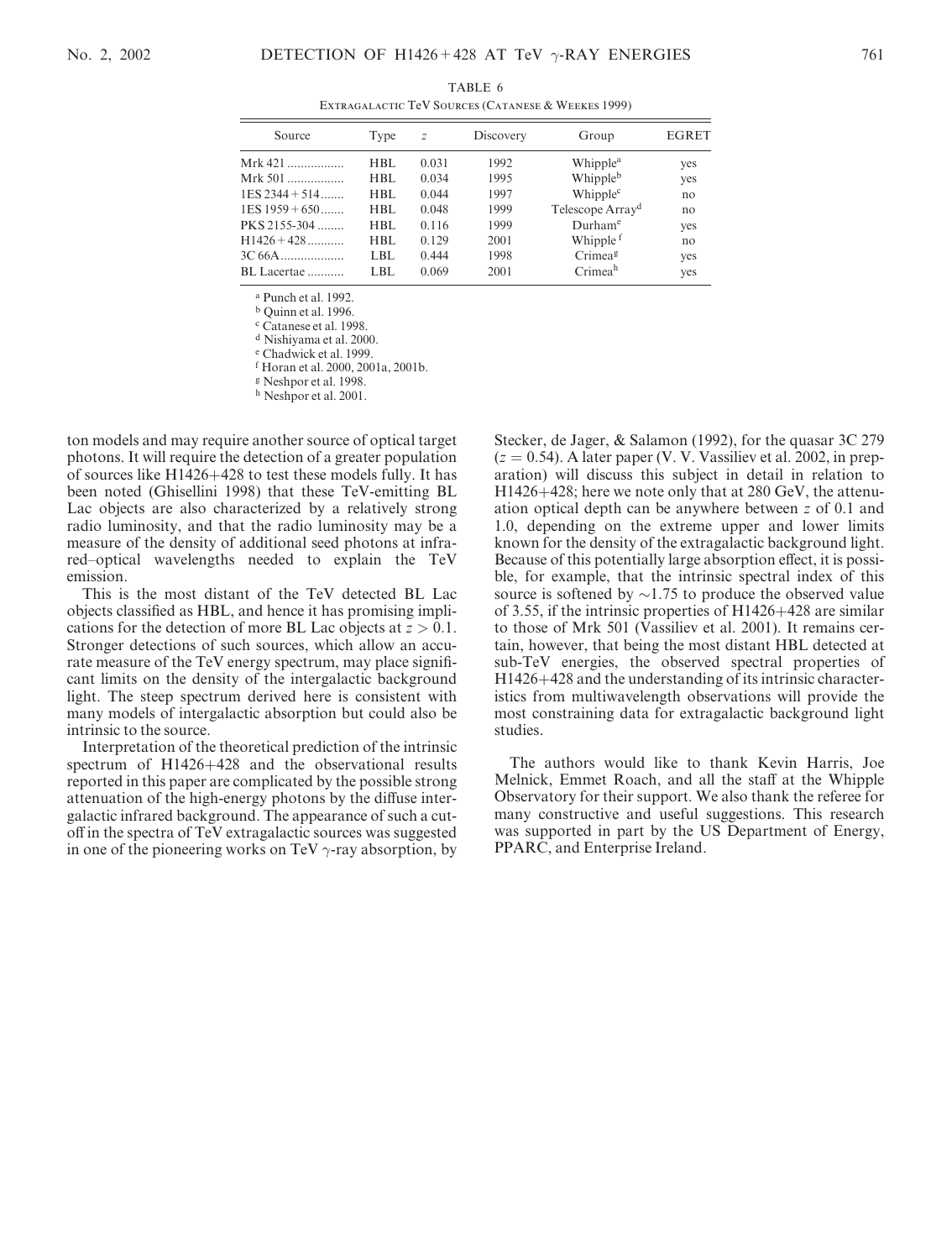TABLE 6

Extragalactic TeV Sources (Catanese & Weekes 1999)

| Source | Type | $z$ | Discovery | Group | EGRET |
| --- | --- | --- | --- | --- | --- |
| Mrk 421 | HBL | 0.031 | 1992 | Whipple[a] | yes |
| Mrk 501 | HBL | 0.034 | 1995 | Whipple[b] | yes |
| 1ES 2344+514 | HBL | 0.044 | 1997 | Whipple[c] | no |
| 1ES 1959+650 | HBL | 0.048 | 1999 | Telescope Array[d] | no |
| PKS 2155-304 | HBL | 0.116 | 1999 | Durham[e] | yes |
| H1426+428 | HBL | 0.129 | 2001 | Whipple[f] | no |
| 3C 66A | LBL | 0.444 | 1998 | Crimea[g] | yes |
| BL Lacertae | LBL | 0.069 | 2001 | Crimea[h] | yes |

[a] Punch et al. 1992.
[b] Quinn et al. 1996.
[c] Catanese et al. 1998.
[d] Nishiyama et al. 2000.
[e] Chadwick et al. 1999.
[f] Horan et al. 2000, 2001a, 2001b.
[g] Neshpor et al. 1998.
[h] Neshpor et al. 2001.

ton models and may require another source of optical target photons. It will require the detection of a greater population of sources like H1426+428 to test these models fully. It has been noted (Ghisellini 1998) that these TeV-emitting BL Lac objects are also characterized by a relatively strong radio luminosity, and that the radio luminosity may be a measure of the density of additional seed photons at infrared–optical wavelengths needed to explain the TeV emission.

This is the most distant of the TeV detected BL Lac objects classified as HBL, and hence it has promising implications for the detection of more BL Lac objects at $z > 0.1$. Stronger detections of such sources, which allow an accurate measure of the TeV energy spectrum, may place significant limits on the density of the intergalactic background light. The steep spectrum derived here is consistent with many models of intergalactic absorption but could also be intrinsic to the source.

Interpretation of the theoretical prediction of the intrinsic spectrum of H1426+428 and the observational results reported in this paper are complicated by the possible strong attenuation of the high-energy photons by the diffuse intergalactic infrared background. The appearance of such a cutoff in the spectra of TeV extragalactic sources was suggested in one of the pioneering works on TeV $\gamma$-ray absorption, by Stecker, de Jager, & Salamon (1992), for the quasar 3C 279 ($z = 0.54$). A later paper (V. V. Vassiliev et al. 2002, in preparation) will discuss this subject in detail in relation to H1426+428; here we note only that at 280 GeV, the attenuation optical depth can be anywhere between $z$ of 0.1 and 1.0, depending on the extreme upper and lower limits known for the density of the extragalactic background light. Because of this potentially large absorption effect, it is possible, for example, that the intrinsic spectral index of this source is softened by $\sim$1.75 to produce the observed value of 3.55, if the intrinsic properties of H1426+428 are similar to those of Mrk 501 (Vassiliev et al. 2001). It remains certain, however, that being the most distant HBL detected at sub-TeV energies, the observed spectral properties of H1426+428 and the understanding of its intrinsic characteristics from multiwavelength observations will provide the most constraining data for extragalactic background light studies.

The authors would like to thank Kevin Harris, Joe Melnick, Emmet Roach, and all the staff at the Whipple Observatory for their support. We also thank the referee for many constructive and useful suggestions. This research was supported in part by the US Department of Energy, PPARC, and Enterprise Ireland.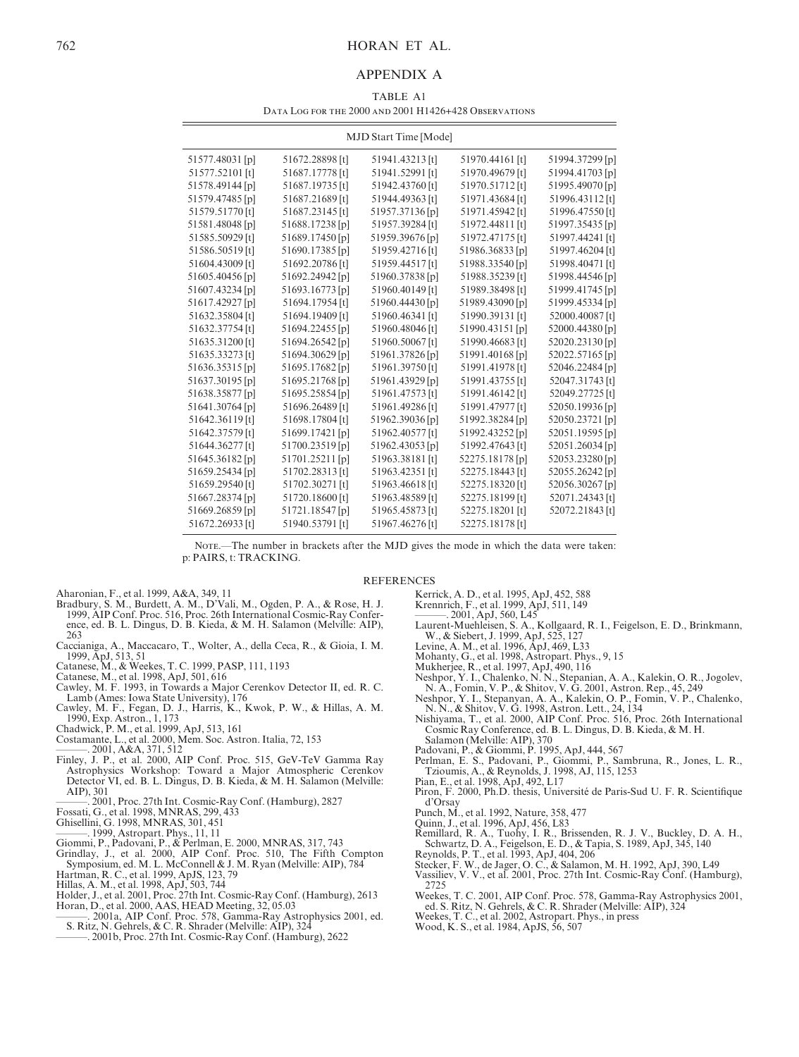## APPENDIX A

TABLE A1

DATA LOG FOR THE 2000 AND 2001 H1426+428 OBSERVATIONS

| MJD Start Time [Mode] | | | | |
|---|---|---|---|---|
| 51577.48031 [p] | 51672.28898 [t] | 51941.43213 [t] | 51970.44161 [t] | 51994.37299 [p] |
| 51577.52101 [t] | 51687.17778 [t] | 51941.52991 [t] | 51970.49679 [t] | 51994.41703 [p] |
| 51578.49144 [p] | 51687.19735 [t] | 51942.43760 [t] | 51970.51712 [t] | 51995.49070 [p] |
| 51579.47485 [p] | 51687.21689 [t] | 51944.49363 [t] | 51971.43684 [t] | 51996.43112 [t] |
| 51579.51770 [t] | 51687.23145 [t] | 51957.37136 [p] | 51971.45942 [t] | 51996.47550 [t] |
| 51581.48048 [p] | 51688.17238 [p] | 51957.39284 [t] | 51972.44811 [t] | 51997.35435 [p] |
| 51585.50929 [t] | 51689.17450 [p] | 51959.39676 [p] | 51972.47175 [t] | 51997.44241 [t] |
| 51586.50519 [t] | 51690.17385 [p] | 51959.42716 [t] | 51986.36833 [p] | 51997.46204 [t] |
| 51604.43009 [t] | 51692.20786 [t] | 51959.44517 [t] | 51988.33540 [p] | 51998.40471 [t] |
| 51605.40456 [p] | 51692.24942 [p] | 51960.37838 [p] | 51988.35239 [t] | 51998.44546 [p] |
| 51607.43234 [p] | 51693.16773 [p] | 51960.40149 [t] | 51989.38498 [t] | 51999.41745 [p] |
| 51617.42927 [p] | 51694.17954 [t] | 51960.44430 [p] | 51989.43090 [p] | 51999.45334 [p] |
| 51632.35804 [t] | 51694.19409 [t] | 51960.46341 [t] | 51990.39131 [t] | 52000.40087 [t] |
| 51632.37754 [t] | 51694.22455 [p] | 51960.48046 [t] | 51990.43151 [p] | 52000.44380 [p] |
| 51635.31200 [t] | 51694.26542 [p] | 51960.50067 [t] | 51990.46683 [t] | 52020.23130 [p] |
| 51635.33273 [t] | 51694.30629 [p] | 51961.37826 [p] | 51991.40168 [p] | 52022.57165 [p] |
| 51636.35315 [p] | 51695.17682 [p] | 51961.39750 [t] | 51991.41978 [t] | 52046.22484 [p] |
| 51637.30195 [p] | 51695.21768 [p] | 51961.43929 [p] | 51991.43755 [t] | 52047.31743 [t] |
| 51638.35877 [p] | 51695.25854 [p] | 51961.47573 [t] | 51991.46142 [t] | 52049.27725 [t] |
| 51641.30764 [p] | 51696.26489 [t] | 51961.49286 [t] | 51991.47977 [t] | 52050.19936 [p] |
| 51642.36119 [t] | 51698.17804 [t] | 51962.39036 [p] | 51992.38284 [p] | 52050.23721 [p] |
| 51642.37579 [t] | 51699.17421 [p] | 51962.40577 [t] | 51992.43252 [p] | 52051.19595 [p] |
| 51644.36277 [t] | 51700.23519 [p] | 51962.43053 [p] | 51992.47643 [t] | 52051.26034 [p] |
| 51645.36182 [p] | 51701.25211 [p] | 51963.38181 [t] | 52275.18178 [p] | 52053.23280 [p] |
| 51659.25434 [p] | 51702.28313 [t] | 51963.42351 [t] | 52275.18443 [t] | 52055.26242 [p] |
| 51659.29540 [t] | 51702.30271 [t] | 51963.46618 [t] | 52275.18320 [t] | 52056.30267 [p] |
| 51667.28374 [p] | 51720.18600 [t] | 51963.48589 [t] | 52275.18199 [t] | 52071.24343 [t] |
| 51669.26859 [p] | 51721.18547 [p] | 51965.45873 [t] | 52275.18201 [t] | 52072.21843 [t] |
| 51672.26933 [t] | 51940.53791 [t] | 51967.46276 [t] | 52275.18178 [t] | |

NOTE.—The number in brackets after the MJD gives the mode in which the data were taken: p: PAIRS, t: TRACKING.

## REFERENCES

Aharonian, F., et al. 1999, A&A, 349, 11

Bradbury, S. M., Burdett, A. M., D'Vali, M., Ogden, P. A., & Rose, H. J. 1999, AIP Conf. Proc. 516, Proc. 26th International Cosmic-Ray Conference, ed. B. L. Dingus, D. B. Kieda, & M. H. Salamon (Melville: AIP), 263

Caccianiga, A., Maccacaro, T., Wolter, A., della Ceca, R., & Gioia, I. M. 1999, ApJ, 513, 51

Catanese, M., & Weekes, T. C. 1999, PASP, 111, 1193

Catanese, M., et al. 1998, ApJ, 501, 616

Cawley, M. F. 1993, in Towards a Major Cerenkov Detector II, ed. R. C. Lamb (Ames: Iowa State University), 176

Cawley, M. F., Fegan, D. J., Harris, K., Kwok, P. W., & Hillas, A. M. 1990, Exp. Astron., 1, 173

Chadwick, P. M., et al. 1999, ApJ, 513, 161

Costamante, L., et al. 2000, Mem. Soc. Astron. Italia, 72, 153

———. 2001, A&A, 371, 512

Finley, J. P., et al. 2000, AIP Conf. Proc. 515, GeV-TeV Gamma Ray Astrophysics Workshop: Toward a Major Atmospheric Cerenkov Detector VI, ed. B. L. Dingus, D. B. Kieda, & M. H. Salamon (Melville: AIP), 301

———. 2001, Proc. 27th Int. Cosmic-Ray Conf. (Hamburg), 2827

Fossati, G., et al. 1998, MNRAS, 299, 433

Ghisellini, G. 1998, MNRAS, 301, 451

———. 1999, Astropart. Phys., 11, 11

Giommi, P., Padovani, P., & Perlman, E. 2000, MNRAS, 317, 743

Grindlay, J., et al. 2000, AIP Conf. Proc. 510, The Fifth Compton Symposium, ed. M. L. McConnell & J. M. Ryan (Melville: AIP), 784

Hartman, R. C., et al. 1999, ApJS, 123, 79

Hillas, A. M., et al. 1998, ApJ, 503, 744

Holder, J., et al. 2001, Proc. 27th Int. Cosmic-Ray Conf. (Hamburg), 2613

Horan, D., et al. 2000, AAS, HEAD Meeting, 32, 05.03

———. 2001a, AIP Conf. Proc. 578, Gamma-Ray Astrophysics 2001, ed. S. Ritz, N. Gehrels, & C. R. Shrader (Melville: AIP), 324

———. 2001b, Proc. 27th Int. Cosmic-Ray Conf. (Hamburg), 2622

Kerrick, A. D., et al. 1995, ApJ, 452, 588

Krennrich, F., et al. 1999, ApJ, 511, 149

———. 2001, ApJ, 560, L45

Laurent-Muehleisen, S. A., Kollgaard, R. I., Feigelson, E. D., Brinkmann, W., & Siebert, J. 1999, ApJ, 525, 127

Levine, A. M., et al. 1996, ApJ, 469, L33

Mohanty, G., et al. 1998, Astropart. Phys., 9, 15

Mukherjee, R., et al. 1997, ApJ, 490, 116

Neshpor, Y. I., Chalenko, N. N., Stepanian, A. A., Kalekin, O. R., Jogolev, N. A., Fomin, V. P., & Shitov, V. G. 2001, Astron. Rep., 45, 249

Neshpor, Y. I., Stepanyan, A. A., Kalekin, O. P., Fomin, V. P., Chalenko, N. N., & Shitov, V. G. 1998, Astron. Lett., 24, 134

Nishiyama, T., et al. 2000, AIP Conf. Proc. 516, Proc. 26th International Cosmic Ray Conference, ed. B. L. Dingus, D. B. Kieda, & M. H. Salamon (Melville: AIP), 370

Padovani, P., & Giommi, P. 1995, ApJ, 444, 567

Perlman, E. S., Padovani, P., Giommi, P., Sambruna, R., Jones, L. R., Tzioumis, A., & Reynolds, J. 1998, AJ, 115, 1253

Pian, E., et al. 1998, ApJ, 492, L17

Piron, F. 2000, Ph.D. thesis, Université de Paris-Sud U. F. R. Scientifique d'Orsay

Punch, M., et al. 1992, Nature, 358, 477

Quinn, J., et al. 1996, ApJ, 456, L83

Remillard, R. A., Tuohy, I. R., Brissenden, R. J. V., Buckley, D. A. H., Schwartz, D. A., Feigelson, E. D., & Tapia, S. 1989, ApJ, 345, 140

Reynolds, P. T., et al. 1993, ApJ, 404, 206

Stecker, F. W., de Jager, O. C., & Salamon, M. H. 1992, ApJ, 390, L49

Vassiliev, V. V., et al. 2001, Proc. 27th Int. Cosmic-Ray Conf. (Hamburg), 2725

Weekes, T. C. 2001, AIP Conf. Proc. 578, Gamma-Ray Astrophysics 2001, ed. S. Ritz, N. Gehrels, & C. R. Shrader (Melville: AIP), 324

Weekes, T. C., et al. 2002, Astropart. Phys., in press

Wood, K. S., et al. 1984, ApJS, 56, 507